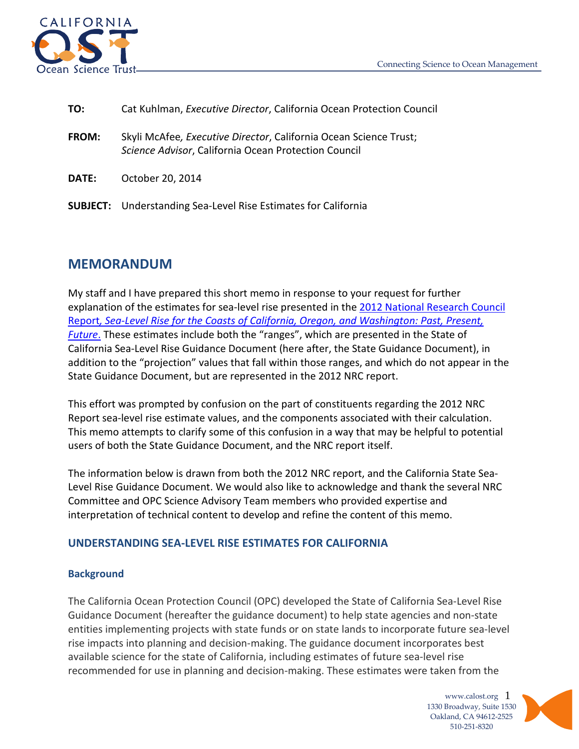**TO:** Cat Kuhlman, *Executive Director*, California Ocean Protection Council

**FROM:** Skyli McAfee*, Executive Director*, California Ocean Science Trust; *Science Advisor*, California Ocean Protection Council

**DATE:** October 20, 2014

**SUBJECT:** Understanding Sea-Level Rise Estimates for California

## MEMORANDUM

My staff and I have prepared this short memo in response to your request for further explanation of the estimates for sea-level rise presented in the [2012 National Research Council Report*, Sea-Level Rise for the Coasts of California, Oregon, and Washington: Past, Present, Future*.](#) These estimates include both the "ranges", which are presented in the State of California Sea-Level Rise Guidance Document (here after, the State Guidance Document), in addition to the "projection" values that fall within those ranges, and which do not appear in the State Guidance Document, but are represented in the 2012 NRC report.

This effort was prompted by confusion on the part of constituents regarding the 2012 NRC Report sea-level rise estimate values, and the components associated with their calculation. This memo attempts to clarify some of this confusion in a way that may be helpful to potential users of both the State Guidance Document, and the NRC report itself.

The information below is drawn from both the 2012 NRC report, and the California State Sea-Level Rise Guidance Document. We would also like to acknowledge and thank the several NRC Committee and OPC Science Advisory Team members who provided expertise and interpretation of technical content to develop and refine the content of this memo.

### UNDERSTANDING SEA-LEVEL RISE ESTIMATES FOR CALIFORNIA

#### Background

The California Ocean Protection Council (OPC) developed the State of California Sea-Level Rise Guidance Document (hereafter the guidance document) to help state agencies and non-state entities implementing projects with state funds or on state lands to incorporate future sea-level rise impacts into planning and decision-making. The guidance document incorporates best available science for the state of California, including estimates of future sea-level rise recommended for use in planning and decision-making. These estimates were taken from the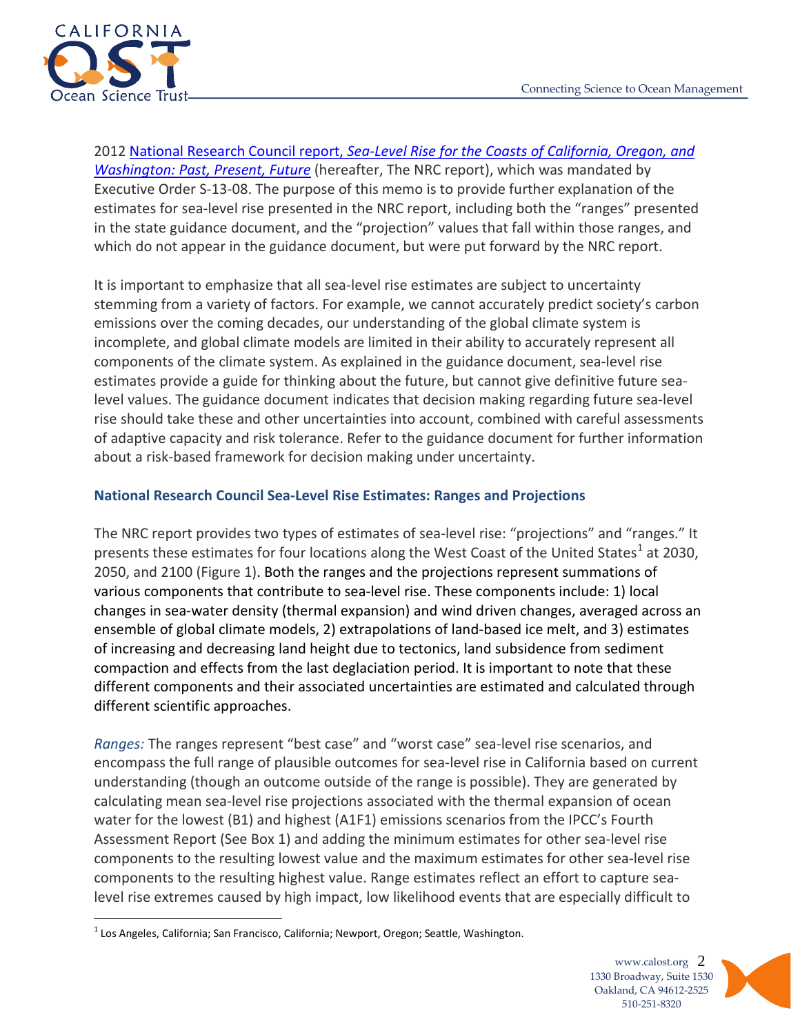2012 National Research Council report, *Sea-Level Rise for the Coasts of California, Oregon, and Washington: Past, Present, Future* (hereafter, The NRC report), which was mandated by Executive Order S-13-08. The purpose of this memo is to provide further explanation of the estimates for sea-level rise presented in the NRC report, including both the "ranges" presented in the state guidance document, and the "projection" values that fall within those ranges, and which do not appear in the guidance document, but were put forward by the NRC report.

It is important to emphasize that all sea-level rise estimates are subject to uncertainty stemming from a variety of factors. For example, we cannot accurately predict society's carbon emissions over the coming decades, our understanding of the global climate system is incomplete, and global climate models are limited in their ability to accurately represent all components of the climate system. As explained in the guidance document, sea-level rise estimates provide a guide for thinking about the future, but cannot give definitive future sea-level values. The guidance document indicates that decision making regarding future sea-level rise should take these and other uncertainties into account, combined with careful assessments of adaptive capacity and risk tolerance. Refer to the guidance document for further information about a risk-based framework for decision making under uncertainty.

### National Research Council Sea-Level Rise Estimates: Ranges and Projections

The NRC report provides two types of estimates of sea-level rise: "projections" and "ranges." It presents these estimates for four locations along the West Coast of the United States[1] at 2030, 2050, and 2100 (Figure 1). Both the ranges and the projections represent summations of various components that contribute to sea-level rise. These components include: 1) local changes in sea-water density (thermal expansion) and wind driven changes, averaged across an ensemble of global climate models, 2) extrapolations of land-based ice melt, and 3) estimates of increasing and decreasing land height due to tectonics, land subsidence from sediment compaction and effects from the last deglaciation period. It is important to note that these different components and their associated uncertainties are estimated and calculated through different scientific approaches.

*Ranges:* The ranges represent "best case" and "worst case" sea-level rise scenarios, and encompass the full range of plausible outcomes for sea-level rise in California based on current understanding (though an outcome outside of the range is possible). They are generated by calculating mean sea-level rise projections associated with the thermal expansion of ocean water for the lowest (B1) and highest (A1F1) emissions scenarios from the IPCC's Fourth Assessment Report (See Box 1) and adding the minimum estimates for other sea-level rise components to the resulting lowest value and the maximum estimates for other sea-level rise components to the resulting highest value. Range estimates reflect an effort to capture sea-level rise extremes caused by high impact, low likelihood events that are especially difficult to

[1] Los Angeles, California; San Francisco, California; Newport, Oregon; Seattle, Washington.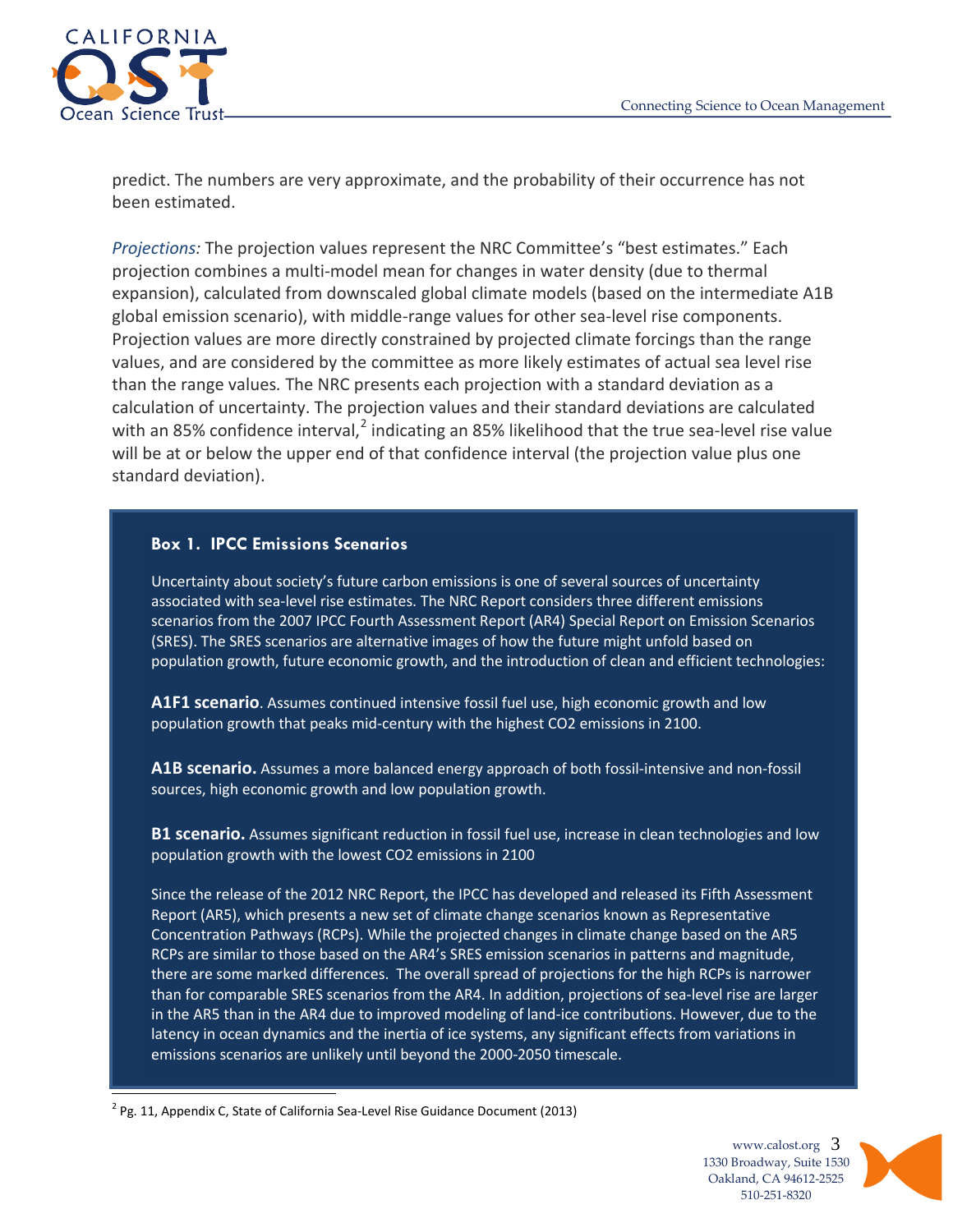predict. The numbers are very approximate, and the probability of their occurrence has not been estimated.

*Projections:* The projection values represent the NRC Committee's "best estimates." Each projection combines a multi-model mean for changes in water density (due to thermal expansion), calculated from downscaled global climate models (based on the intermediate A1B global emission scenario), with middle-range values for other sea-level rise components. Projection values are more directly constrained by projected climate forcings than the range values, and are considered by the committee as more likely estimates of actual sea level rise than the range values. The NRC presents each projection with a standard deviation as a calculation of uncertainty. The projection values and their standard deviations are calculated with an 85% confidence interval,[2] indicating an 85% likelihood that the true sea-level rise value will be at or below the upper end of that confidence interval (the projection value plus one standard deviation).

### Box 1. IPCC Emissions Scenarios

Uncertainty about society's future carbon emissions is one of several sources of uncertainty associated with sea-level rise estimates. The NRC Report considers three different emissions scenarios from the 2007 IPCC Fourth Assessment Report (AR4) Special Report on Emission Scenarios (SRES). The SRES scenarios are alternative images of how the future might unfold based on population growth, future economic growth, and the introduction of clean and efficient technologies:

**A1F1 scenario**. Assumes continued intensive fossil fuel use, high economic growth and low population growth that peaks mid-century with the highest CO2 emissions in 2100.

**A1B scenario.** Assumes a more balanced energy approach of both fossil-intensive and non-fossil sources, high economic growth and low population growth.

**B1 scenario.** Assumes significant reduction in fossil fuel use, increase in clean technologies and low population growth with the lowest CO2 emissions in 2100

Since the release of the 2012 NRC Report, the IPCC has developed and released its Fifth Assessment Report (AR5), which presents a new set of climate change scenarios known as Representative Concentration Pathways (RCPs). While the projected changes in climate change based on the AR5 RCPs are similar to those based on the AR4's SRES emission scenarios in patterns and magnitude, there are some marked differences. The overall spread of projections for the high RCPs is narrower than for comparable SRES scenarios from the AR4. In addition, projections of sea-level rise are larger in the AR5 than in the AR4 due to improved modeling of land-ice contributions. However, due to the latency in ocean dynamics and the inertia of ice systems, any significant effects from variations in emissions scenarios are unlikely until beyond the 2000-2050 timescale.

---

[2] Pg. 11, Appendix C, State of California Sea-Level Rise Guidance Document (2013)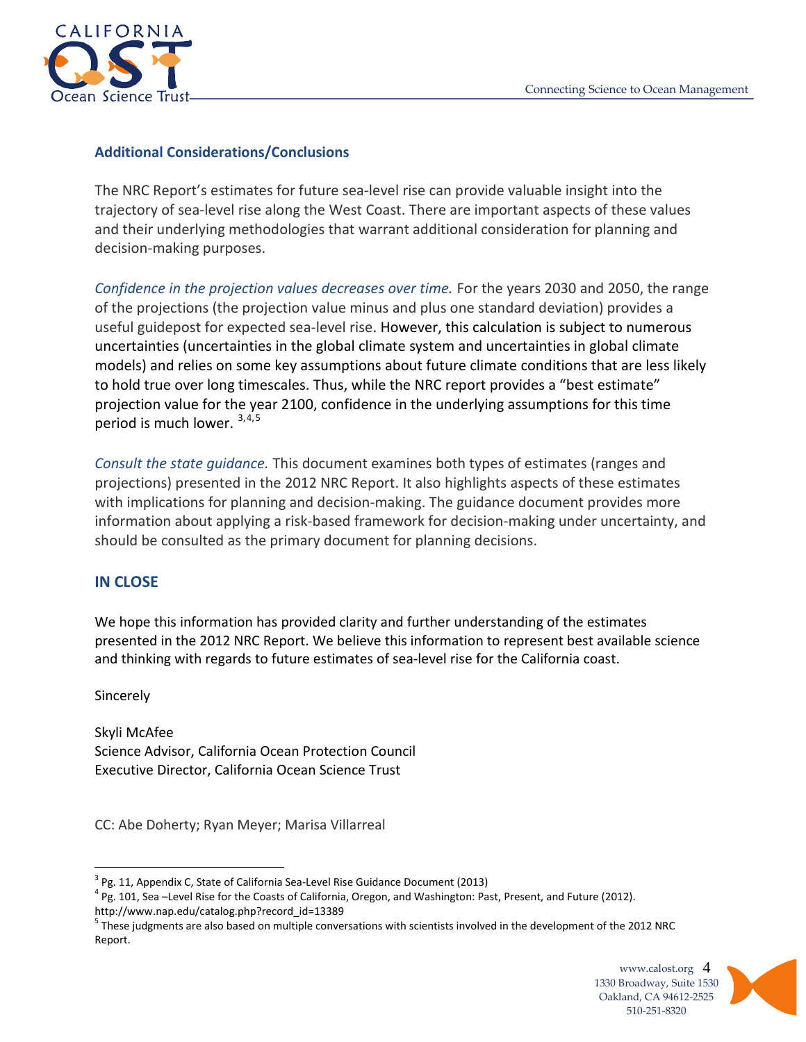### Additional Considerations/Conclusions

The NRC Report's estimates for future sea-level rise can provide valuable insight into the trajectory of sea-level rise along the West Coast. There are important aspects of these values and their underlying methodologies that warrant additional consideration for planning and decision-making purposes.

*Confidence in the projection values decreases over time.* For the years 2030 and 2050, the range of the projections (the projection value minus and plus one standard deviation) provides a useful guidepost for expected sea-level rise. However, this calculation is subject to numerous uncertainties (uncertainties in the global climate system and uncertainties in global climate models) and relies on some key assumptions about future climate conditions that are less likely to hold true over long timescales. Thus, while the NRC report provides a "best estimate" projection value for the year 2100, confidence in the underlying assumptions for this time period is much lower. [3,4,5]

*Consult the state guidance.* This document examines both types of estimates (ranges and projections) presented in the 2012 NRC Report. It also highlights aspects of these estimates with implications for planning and decision-making. The guidance document provides more information about applying a risk-based framework for decision-making under uncertainty, and should be consulted as the primary document for planning decisions.

## IN CLOSE

We hope this information has provided clarity and further understanding of the estimates presented in the 2012 NRC Report. We believe this information to represent best available science and thinking with regards to future estimates of sea-level rise for the California coast.

Sincerely

Skyli McAfee
Science Advisor, California Ocean Protection Council
Executive Director, California Ocean Science Trust

CC: Abe Doherty; Ryan Meyer; Marisa Villarreal

---

[3] Pg. 11, Appendix C, State of California Sea-Level Rise Guidance Document (2013)

[4] Pg. 101, Sea –Level Rise for the Coasts of California, Oregon, and Washington: Past, Present, and Future (2012). http://www.nap.edu/catalog.php?record_id=13389

[5] These judgments are also based on multiple conversations with scientists involved in the development of the 2012 NRC Report.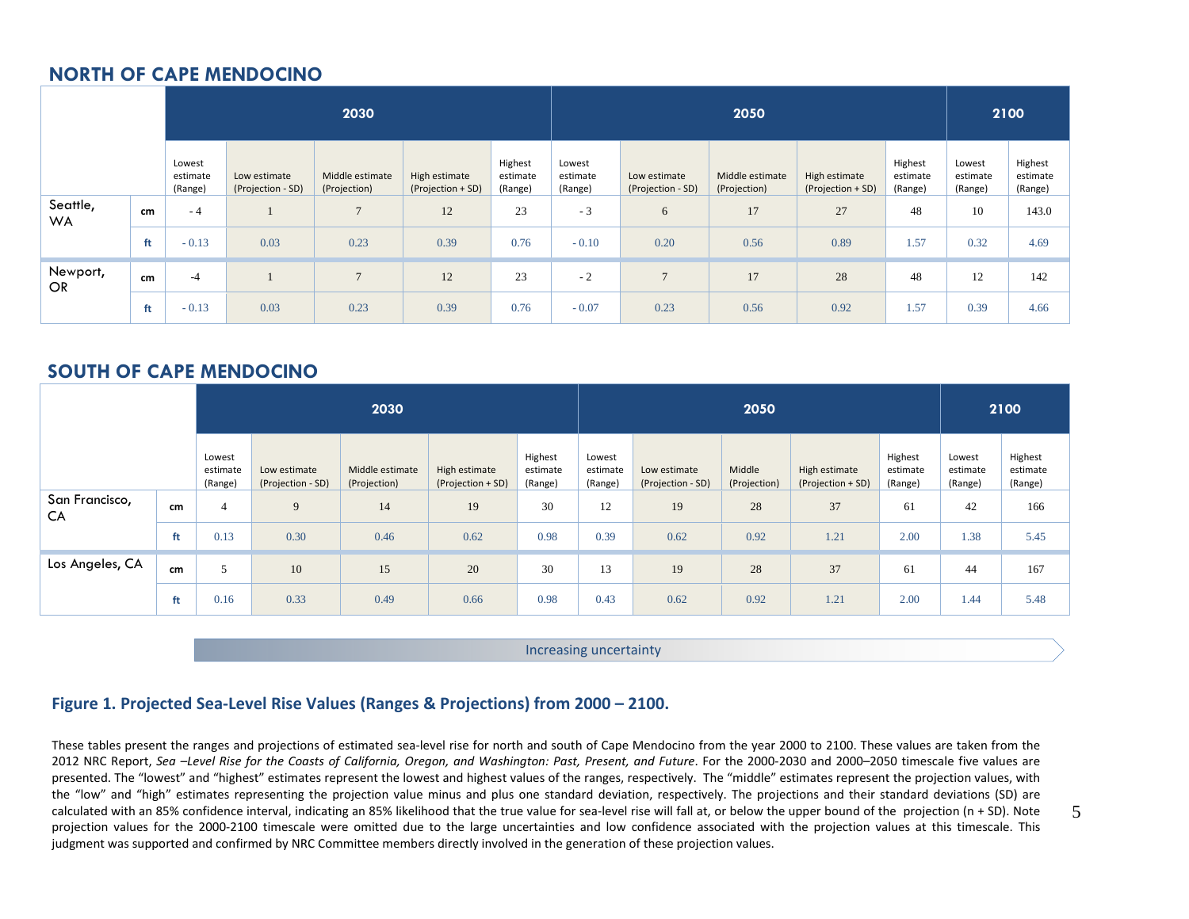## NORTH OF CAPE MENDOCINO

| | | 2030 | | | | | 2050 | | | | | 2100 | |
|---|---|---|---|---|---|---|---|---|---|---|---|---|---|
| | | Lowest estimate (Range) | Low estimate (Projection - SD) | Middle estimate (Projection) | High estimate (Projection + SD) | Highest estimate (Range) | Lowest estimate (Range) | Low estimate (Projection - SD) | Middle estimate (Projection) | High estimate (Projection + SD) | Highest estimate (Range) | Lowest estimate (Range) | Highest estimate (Range) |
| Seattle, WA | cm | - 4 | 1 | 7 | 12 | 23 | - 3 | 6 | 17 | 27 | 48 | 10 | 143.0 |
| | ft | - 0.13 | 0.03 | 0.23 | 0.39 | 0.76 | - 0.10 | 0.20 | 0.56 | 0.89 | 1.57 | 0.32 | 4.69 |
| Newport, OR | cm | -4 | 1 | 7 | 12 | 23 | - 2 | 7 | 17 | 28 | 48 | 12 | 142 |
| | ft | - 0.13 | 0.03 | 0.23 | 0.39 | 0.76 | - 0.07 | 0.23 | 0.56 | 0.92 | 1.57 | 0.39 | 4.66 |

## SOUTH OF CAPE MENDOCINO

| | | 2030 | | | | | 2050 | | | | | 2100 | |
|---|---|---|---|---|---|---|---|---|---|---|---|---|---|
| | | Lowest estimate (Range) | Low estimate (Projection - SD) | Middle estimate (Projection) | High estimate (Projection + SD) | Highest estimate (Range) | Lowest estimate (Range) | Low estimate (Projection - SD) | Middle (Projection) | High estimate (Projection + SD) | Highest estimate (Range) | Lowest estimate (Range) | Highest estimate (Range) |
| San Francisco, CA | cm | 4 | 9 | 14 | 19 | 30 | 12 | 19 | 28 | 37 | 61 | 42 | 166 |
| | ft | 0.13 | 0.30 | 0.46 | 0.62 | 0.98 | 0.39 | 0.62 | 0.92 | 1.21 | 2.00 | 1.38 | 5.45 |
| Los Angeles, CA | cm | 5 | 10 | 15 | 20 | 30 | 13 | 19 | 28 | 37 | 61 | 44 | 167 |
| | ft | 0.16 | 0.33 | 0.49 | 0.66 | 0.98 | 0.43 | 0.62 | 0.92 | 1.21 | 2.00 | 1.44 | 5.48 |

Increasing uncertainty

### Figure 1. Projected Sea-Level Rise Values (Ranges & Projections) from 2000 – 2100.

These tables present the ranges and projections of estimated sea-level rise for north and south of Cape Mendocino from the year 2000 to 2100. These values are taken from the 2012 NRC Report, *Sea –Level Rise for the Coasts of California, Oregon, and Washington: Past, Present, and Future*. For the 2000-2030 and 2000–2050 timescale five values are presented. The "lowest" and "highest" estimates represent the lowest and highest values of the ranges, respectively. The "middle" estimates represent the projection values, with the "low" and "high" estimates representing the projection value minus and plus one standard deviation, respectively. The projections and their standard deviations (SD) are calculated with an 85% confidence interval, indicating an 85% likelihood that the true value for sea-level rise will fall at, or below the upper bound of the projection (n + SD). Note projection values for the 2000-2100 timescale were omitted due to the large uncertainties and low confidence associated with the projection values at this timescale. This judgment was supported and confirmed by NRC Committee members directly involved in the generation of these projection values.